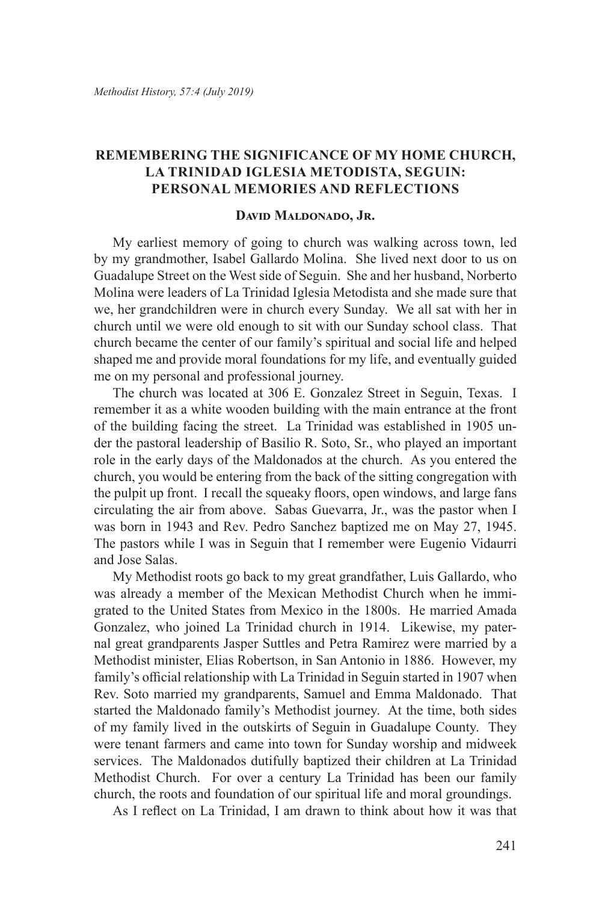# REMEMBERING THE SIGNIFICANCE OF MY HOME CHURCH, LA TRINIDAD IGLESIA METODISTA, SEGUIN: PERSONAL MEMORIES AND REFLECTIONS

**David Maldonado, Jr.**

My earliest memory of going to church was walking across town, led by my grandmother, Isabel Gallardo Molina. She lived next door to us on Guadalupe Street on the West side of Seguin. She and her husband, Norberto Molina were leaders of La Trinidad Iglesia Metodista and she made sure that we, her grandchildren were in church every Sunday. We all sat with her in church until we were old enough to sit with our Sunday school class. That church became the center of our family's spiritual and social life and helped shaped me and provide moral foundations for my life, and eventually guided me on my personal and professional journey.

The church was located at 306 E. Gonzalez Street in Seguin, Texas. I remember it as a white wooden building with the main entrance at the front of the building facing the street. La Trinidad was established in 1905 under the pastoral leadership of Basilio R. Soto, Sr., who played an important role in the early days of the Maldonados at the church. As you entered the church, you would be entering from the back of the sitting congregation with the pulpit up front. I recall the squeaky floors, open windows, and large fans circulating the air from above. Sabas Guevarra, Jr., was the pastor when I was born in 1943 and Rev. Pedro Sanchez baptized me on May 27, 1945. The pastors while I was in Seguin that I remember were Eugenio Vidaurri and Jose Salas.

My Methodist roots go back to my great grandfather, Luis Gallardo, who was already a member of the Mexican Methodist Church when he immigrated to the United States from Mexico in the 1800s. He married Amada Gonzalez, who joined La Trinidad church in 1914. Likewise, my paternal great grandparents Jasper Suttles and Petra Ramirez were married by a Methodist minister, Elias Robertson, in San Antonio in 1886. However, my family's official relationship with La Trinidad in Seguin started in 1907 when Rev. Soto married my grandparents, Samuel and Emma Maldonado. That started the Maldonado family's Methodist journey. At the time, both sides of my family lived in the outskirts of Seguin in Guadalupe County. They were tenant farmers and came into town for Sunday worship and midweek services. The Maldonados dutifully baptized their children at La Trinidad Methodist Church. For over a century La Trinidad has been our family church, the roots and foundation of our spiritual life and moral groundings.

As I reflect on La Trinidad, I am drawn to think about how it was that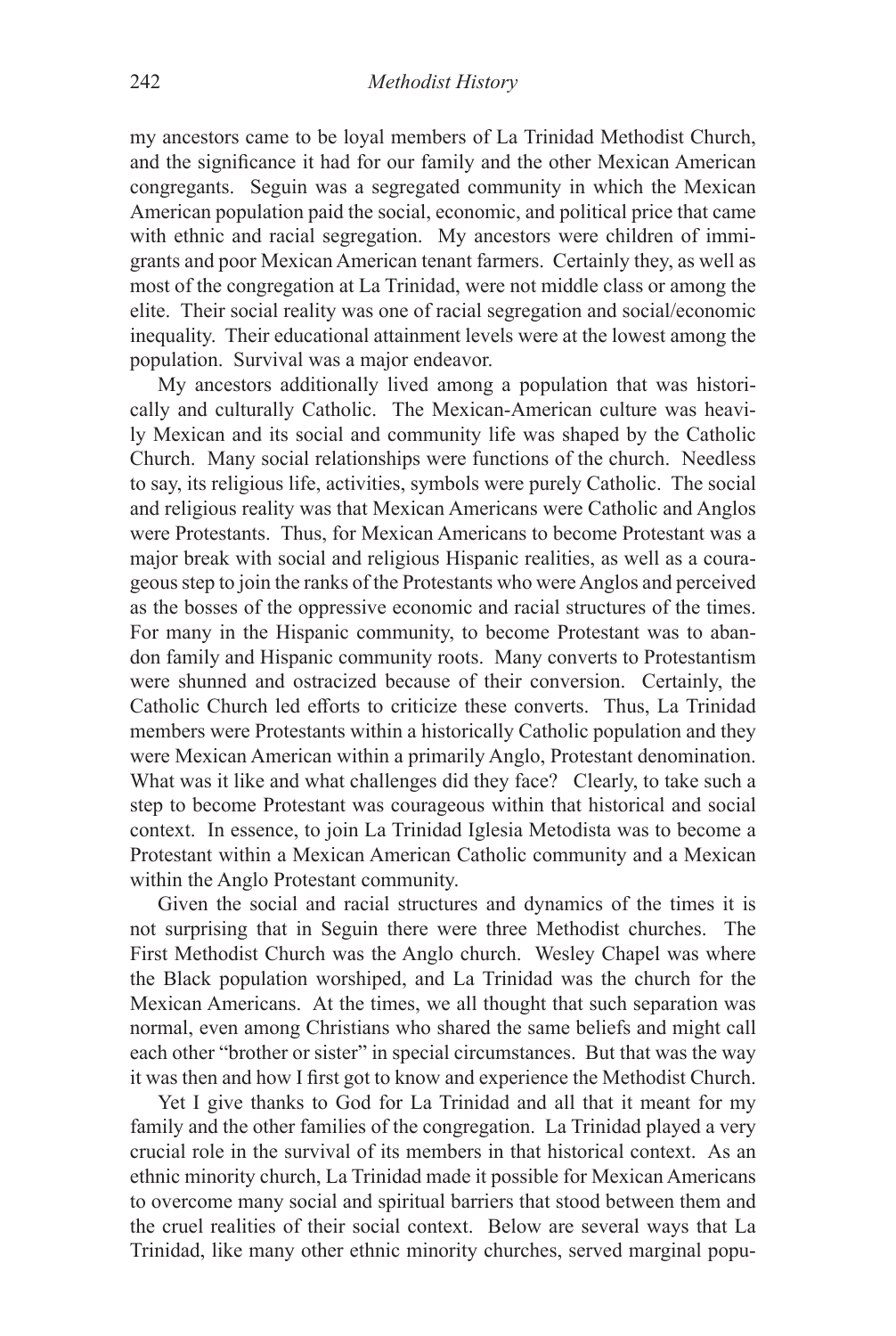my ancestors came to be loyal members of La Trinidad Methodist Church, and the significance it had for our family and the other Mexican American congregants. Seguin was a segregated community in which the Mexican American population paid the social, economic, and political price that came with ethnic and racial segregation. My ancestors were children of immigrants and poor Mexican American tenant farmers. Certainly they, as well as most of the congregation at La Trinidad, were not middle class or among the elite. Their social reality was one of racial segregation and social/economic inequality. Their educational attainment levels were at the lowest among the population. Survival was a major endeavor.

My ancestors additionally lived among a population that was historically and culturally Catholic. The Mexican-American culture was heavily Mexican and its social and community life was shaped by the Catholic Church. Many social relationships were functions of the church. Needless to say, its religious life, activities, symbols were purely Catholic. The social and religious reality was that Mexican Americans were Catholic and Anglos were Protestants. Thus, for Mexican Americans to become Protestant was a major break with social and religious Hispanic realities, as well as a courageous step to join the ranks of the Protestants who were Anglos and perceived as the bosses of the oppressive economic and racial structures of the times. For many in the Hispanic community, to become Protestant was to abandon family and Hispanic community roots. Many converts to Protestantism were shunned and ostracized because of their conversion. Certainly, the Catholic Church led efforts to criticize these converts. Thus, La Trinidad members were Protestants within a historically Catholic population and they were Mexican American within a primarily Anglo, Protestant denomination. What was it like and what challenges did they face? Clearly, to take such a step to become Protestant was courageous within that historical and social context. In essence, to join La Trinidad Iglesia Metodista was to become a Protestant within a Mexican American Catholic community and a Mexican within the Anglo Protestant community.

Given the social and racial structures and dynamics of the times it is not surprising that in Seguin there were three Methodist churches. The First Methodist Church was the Anglo church. Wesley Chapel was where the Black population worshiped, and La Trinidad was the church for the Mexican Americans. At the times, we all thought that such separation was normal, even among Christians who shared the same beliefs and might call each other "brother or sister" in special circumstances. But that was the way it was then and how I first got to know and experience the Methodist Church.

Yet I give thanks to God for La Trinidad and all that it meant for my family and the other families of the congregation. La Trinidad played a very crucial role in the survival of its members in that historical context. As an ethnic minority church, La Trinidad made it possible for Mexican Americans to overcome many social and spiritual barriers that stood between them and the cruel realities of their social context. Below are several ways that La Trinidad, like many other ethnic minority churches, served marginal popu-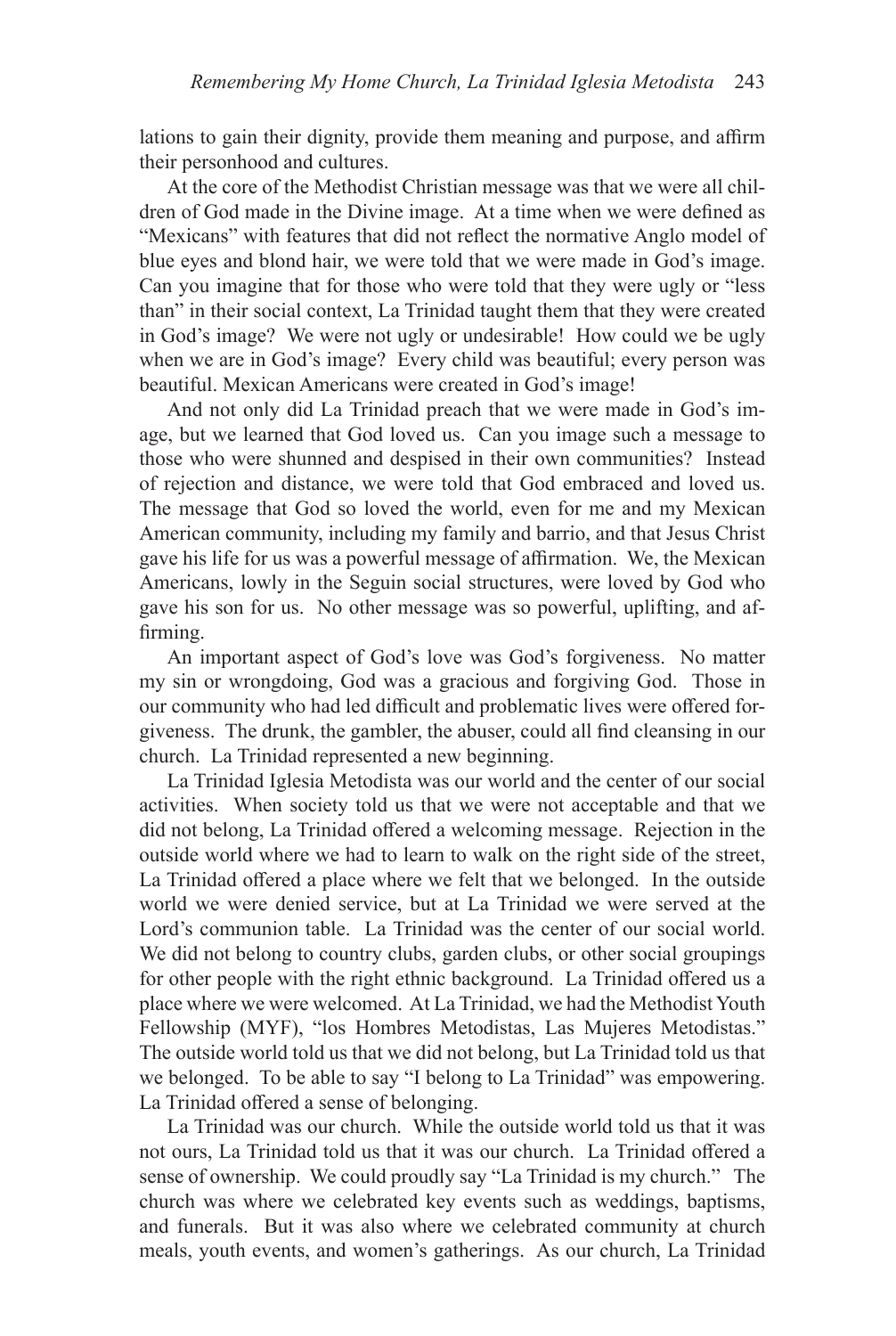lations to gain their dignity, provide them meaning and purpose, and affirm their personhood and cultures.

At the core of the Methodist Christian message was that we were all children of God made in the Divine image. At a time when we were defined as "Mexicans" with features that did not reflect the normative Anglo model of blue eyes and blond hair, we were told that we were made in God's image. Can you imagine that for those who were told that they were ugly or "less than" in their social context, La Trinidad taught them that they were created in God's image? We were not ugly or undesirable! How could we be ugly when we are in God's image? Every child was beautiful; every person was beautiful. Mexican Americans were created in God's image!

And not only did La Trinidad preach that we were made in God's image, but we learned that God loved us. Can you image such a message to those who were shunned and despised in their own communities? Instead of rejection and distance, we were told that God embraced and loved us. The message that God so loved the world, even for me and my Mexican American community, including my family and barrio, and that Jesus Christ gave his life for us was a powerful message of affirmation. We, the Mexican Americans, lowly in the Seguin social structures, were loved by God who gave his son for us. No other message was so powerful, uplifting, and affirming.

An important aspect of God's love was God's forgiveness. No matter my sin or wrongdoing, God was a gracious and forgiving God. Those in our community who had led difficult and problematic lives were offered forgiveness. The drunk, the gambler, the abuser, could all find cleansing in our church. La Trinidad represented a new beginning.

La Trinidad Iglesia Metodista was our world and the center of our social activities. When society told us that we were not acceptable and that we did not belong, La Trinidad offered a welcoming message. Rejection in the outside world where we had to learn to walk on the right side of the street, La Trinidad offered a place where we felt that we belonged. In the outside world we were denied service, but at La Trinidad we were served at the Lord's communion table. La Trinidad was the center of our social world. We did not belong to country clubs, garden clubs, or other social groupings for other people with the right ethnic background. La Trinidad offered us a place where we were welcomed. At La Trinidad, we had the Methodist Youth Fellowship (MYF), "los Hombres Metodistas, Las Mujeres Metodistas." The outside world told us that we did not belong, but La Trinidad told us that we belonged. To be able to say "I belong to La Trinidad" was empowering. La Trinidad offered a sense of belonging.

La Trinidad was our church. While the outside world told us that it was not ours, La Trinidad told us that it was our church. La Trinidad offered a sense of ownership. We could proudly say "La Trinidad is my church." The church was where we celebrated key events such as weddings, baptisms, and funerals. But it was also where we celebrated community at church meals, youth events, and women's gatherings. As our church, La Trinidad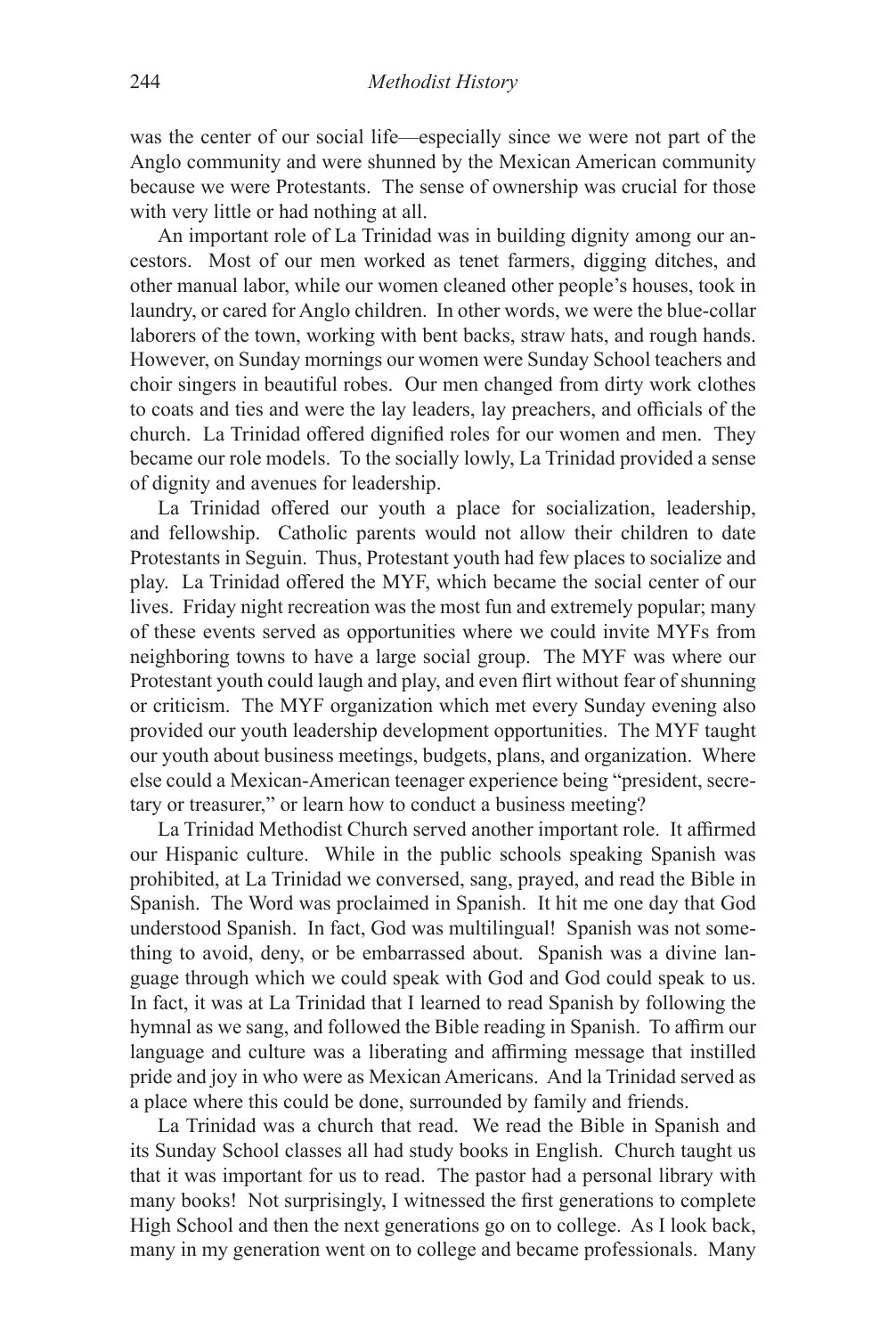was the center of our social life—especially since we were not part of the Anglo community and were shunned by the Mexican American community because we were Protestants. The sense of ownership was crucial for those with very little or had nothing at all.

An important role of La Trinidad was in building dignity among our ancestors. Most of our men worked as tenet farmers, digging ditches, and other manual labor, while our women cleaned other people's houses, took in laundry, or cared for Anglo children. In other words, we were the blue-collar laborers of the town, working with bent backs, straw hats, and rough hands. However, on Sunday mornings our women were Sunday School teachers and choir singers in beautiful robes. Our men changed from dirty work clothes to coats and ties and were the lay leaders, lay preachers, and officials of the church. La Trinidad offered dignified roles for our women and men. They became our role models. To the socially lowly, La Trinidad provided a sense of dignity and avenues for leadership.

La Trinidad offered our youth a place for socialization, leadership, and fellowship. Catholic parents would not allow their children to date Protestants in Seguin. Thus, Protestant youth had few places to socialize and play. La Trinidad offered the MYF, which became the social center of our lives. Friday night recreation was the most fun and extremely popular; many of these events served as opportunities where we could invite MYFs from neighboring towns to have a large social group. The MYF was where our Protestant youth could laugh and play, and even flirt without fear of shunning or criticism. The MYF organization which met every Sunday evening also provided our youth leadership development opportunities. The MYF taught our youth about business meetings, budgets, plans, and organization. Where else could a Mexican-American teenager experience being "president, secretary or treasurer," or learn how to conduct a business meeting?

La Trinidad Methodist Church served another important role. It affirmed our Hispanic culture. While in the public schools speaking Spanish was prohibited, at La Trinidad we conversed, sang, prayed, and read the Bible in Spanish. The Word was proclaimed in Spanish. It hit me one day that God understood Spanish. In fact, God was multilingual! Spanish was not something to avoid, deny, or be embarrassed about. Spanish was a divine language through which we could speak with God and God could speak to us. In fact, it was at La Trinidad that I learned to read Spanish by following the hymnal as we sang, and followed the Bible reading in Spanish. To affirm our language and culture was a liberating and affirming message that instilled pride and joy in who were as Mexican Americans. And la Trinidad served as a place where this could be done, surrounded by family and friends.

La Trinidad was a church that read. We read the Bible in Spanish and its Sunday School classes all had study books in English. Church taught us that it was important for us to read. The pastor had a personal library with many books! Not surprisingly, I witnessed the first generations to complete High School and then the next generations go on to college. As I look back, many in my generation went on to college and became professionals. Many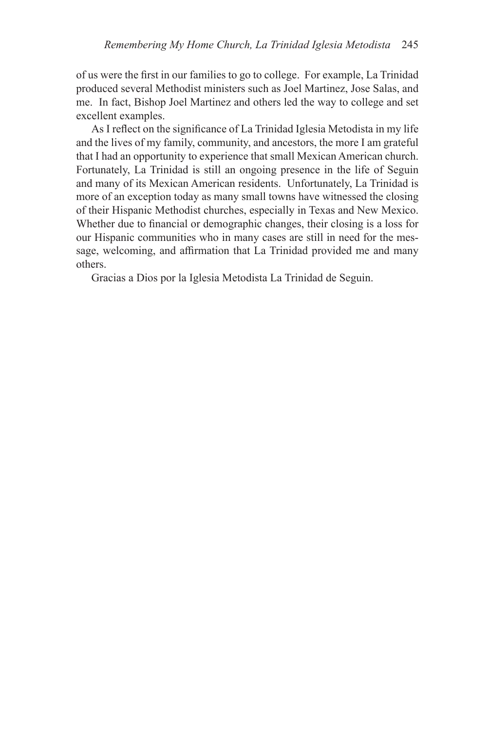of us were the first in our families to go to college. For example, La Trinidad produced several Methodist ministers such as Joel Martinez, Jose Salas, and me. In fact, Bishop Joel Martinez and others led the way to college and set excellent examples.

As I reflect on the significance of La Trinidad Iglesia Metodista in my life and the lives of my family, community, and ancestors, the more I am grateful that I had an opportunity to experience that small Mexican American church. Fortunately, La Trinidad is still an ongoing presence in the life of Seguin and many of its Mexican American residents. Unfortunately, La Trinidad is more of an exception today as many small towns have witnessed the closing of their Hispanic Methodist churches, especially in Texas and New Mexico. Whether due to financial or demographic changes, their closing is a loss for our Hispanic communities who in many cases are still in need for the message, welcoming, and affirmation that La Trinidad provided me and many others.

Gracias a Dios por la Iglesia Metodista La Trinidad de Seguin.